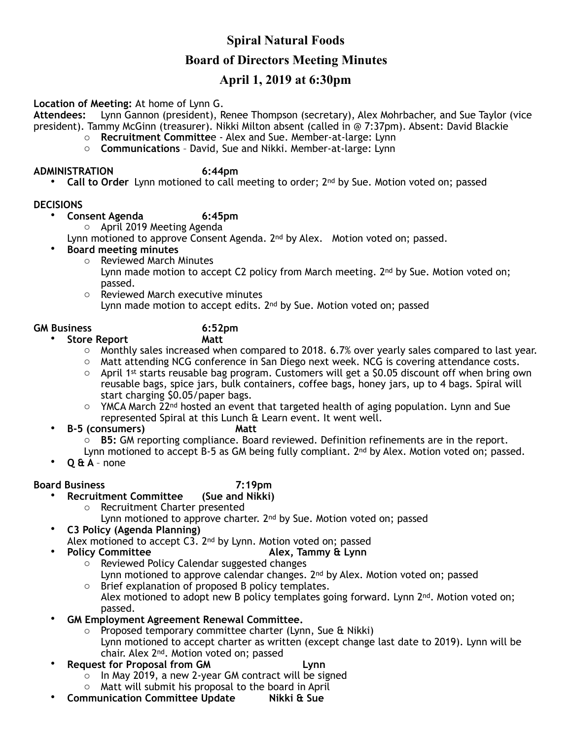# Spiral Natural Foods

## Board of Directors Meeting Minutes

## April 1, 2019 at 6:30pm

**Location of Meeting:** At home of Lynn G.
**Attendees:** Lynn Gannon (president), Renee Thompson (secretary), Alex Mohrbacher, and Sue Taylor (vice president). Tammy McGinn (treasurer). Nikki Milton absent (called in @ 7:37pm). Absent: David Blackie

- **Recruitment Committee** - Alex and Sue. Member-at-large: Lynn
- **Communications** – David, Sue and Nikki. Member-at-large: Lynn

**ADMINISTRATION 6:44pm**

- **Call to Order** Lynn motioned to call meeting to order; 2nd by Sue. Motion voted on; passed

**DECISIONS**

- **Consent Agenda 6:45pm**
  - April 2019 Meeting Agenda

  Lynn motioned to approve Consent Agenda. 2nd by Alex. Motion voted on; passed.
- **Board meeting minutes**
  - Reviewed March Minutes
    Lynn made motion to accept C2 policy from March meeting. 2nd by Sue. Motion voted on; passed.
  - Reviewed March executive minutes
    Lynn made motion to accept edits. 2nd by Sue. Motion voted on; passed

**GM Business 6:52pm**

- **Store Report Matt**
  - Monthly sales increased when compared to 2018. 6.7% over yearly sales compared to last year.
  - Matt attending NCG conference in San Diego next week. NCG is covering attendance costs.
  - April 1st starts reusable bag program. Customers will get a $0.05 discount off when bring own reusable bags, spice jars, bulk containers, coffee bags, honey jars, up to 4 bags. Spiral will start charging $0.05/paper bags.
  - YMCA March 22nd hosted an event that targeted health of aging population. Lynn and Sue represented Spiral at this Lunch & Learn event. It went well.
- **B-5 (consumers) Matt**
  - **B5:** GM reporting compliance. Board reviewed. Definition refinements are in the report.

  Lynn motioned to accept B-5 as GM being fully compliant. 2nd by Alex. Motion voted on; passed.
- **Q & A** – none

**Board Business 7:19pm**

- **Recruitment Committee (Sue and Nikki)**
  - Recruitment Charter presented
    Lynn motioned to approve charter. 2nd by Sue. Motion voted on; passed
- **C3 Policy (Agenda Planning)**
  Alex motioned to accept C3. 2nd by Lynn. Motion voted on; passed
- **Policy Committee Alex, Tammy & Lynn**
  - Reviewed Policy Calendar suggested changes
    Lynn motioned to approve calendar changes. 2nd by Alex. Motion voted on; passed
  - Brief explanation of proposed B policy templates.
    Alex motioned to adopt new B policy templates going forward. Lynn 2nd. Motion voted on; passed.
- **GM Employment Agreement Renewal Committee.**
  - Proposed temporary committee charter (Lynn, Sue & Nikki)
    Lynn motioned to accept charter as written (except change last date to 2019). Lynn will be chair. Alex 2nd. Motion voted on; passed
- **Request for Proposal from GM Lynn**
  - In May 2019, a new 2-year GM contract will be signed
  - Matt will submit his proposal to the board in April
- **Communication Committee Update Nikki & Sue**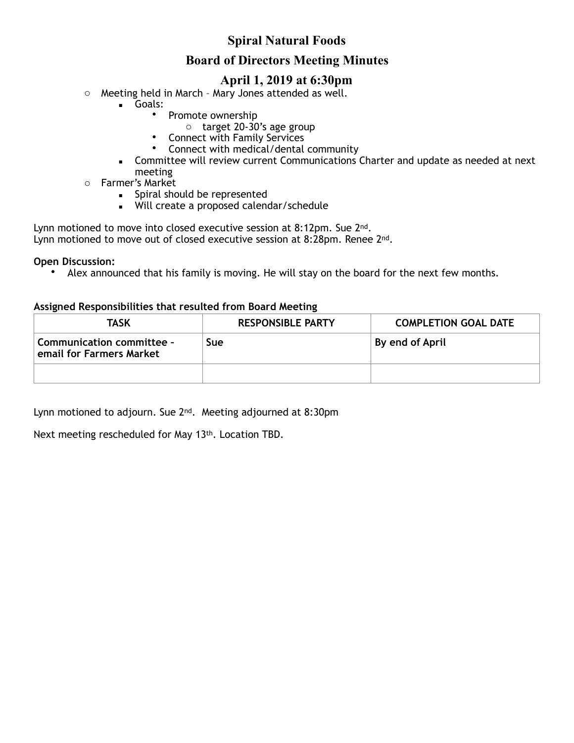# Spiral Natural Foods

## Board of Directors Meeting Minutes

## April 1, 2019 at 6:30pm

- Meeting held in March – Mary Jones attended as well.
  - Goals:
    - Promote ownership
      - target 20-30's age group
    - Connect with Family Services
    - Connect with medical/dental community
  - Committee will review current Communications Charter and update as needed at next meeting
- Farmer's Market
  - Spiral should be represented
  - Will create a proposed calendar/schedule

Lynn motioned to move into closed executive session at 8:12pm. Sue 2nd.
Lynn motioned to move out of closed executive session at 8:28pm. Renee 2nd.

**Open Discussion:**

- Alex announced that his family is moving. He will stay on the board for the next few months.

**Assigned Responsibilities that resulted from Board Meeting**

| TASK | RESPONSIBLE PARTY | COMPLETION GOAL DATE |
|---|---|---|
| **Communication committee – email for Farmers Market** | **Sue** | **By end of April** |
| | | |

Lynn motioned to adjourn. Sue 2nd. Meeting adjourned at 8:30pm

Next meeting rescheduled for May 13th. Location TBD.